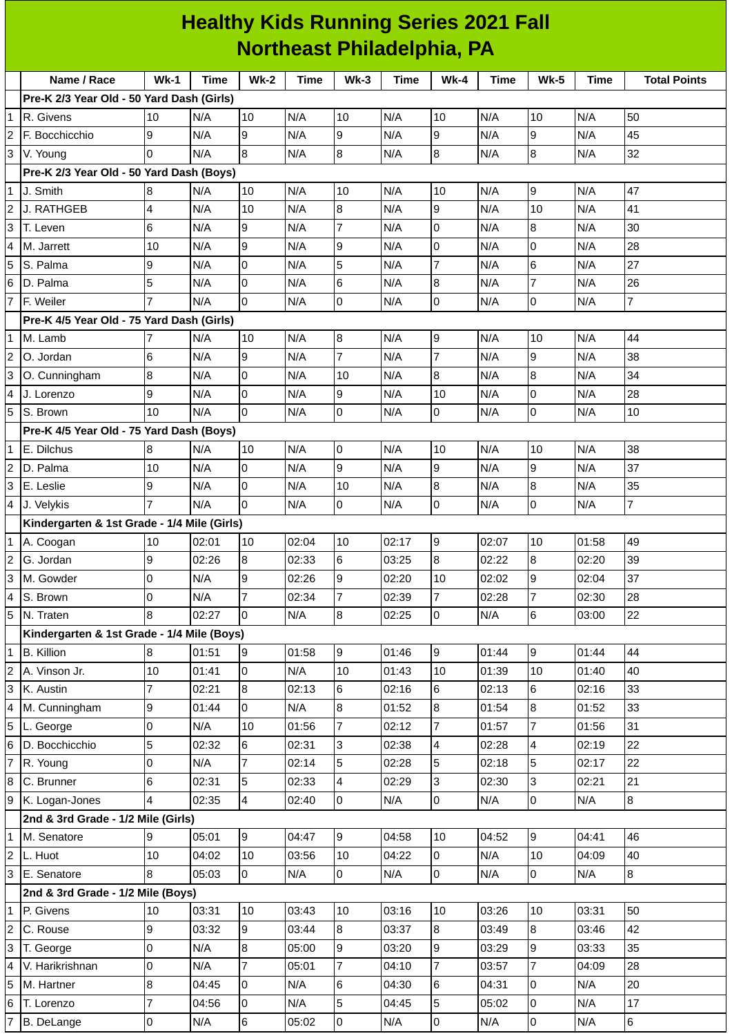# Healthy Kids Running Series 2021 Fall
## Northeast Philadelphia, PA

| | Name / Race | Wk-1 | Time | Wk-2 | Time | Wk-3 | Time | Wk-4 | Time | Wk-5 | Time | Total Points |
|---|---|---|---|---|---|---|---|---|---|---|---|---|
| | **Pre-K 2/3 Year Old - 50 Yard Dash (Girls)** | | | | | | | | | | | |
| 1 | R. Givens | 10 | N/A | 10 | N/A | 10 | N/A | 10 | N/A | 10 | N/A | 50 |
| 2 | F. Bocchicchio | 9 | N/A | 9 | N/A | 9 | N/A | 9 | N/A | 9 | N/A | 45 |
| 3 | V. Young | 0 | N/A | 8 | N/A | 8 | N/A | 8 | N/A | 8 | N/A | 32 |
| | **Pre-K 2/3 Year Old - 50 Yard Dash (Boys)** | | | | | | | | | | | |
| 1 | J. Smith | 8 | N/A | 10 | N/A | 10 | N/A | 10 | N/A | 9 | N/A | 47 |
| 2 | J. RATHGEB | 4 | N/A | 10 | N/A | 8 | N/A | 9 | N/A | 10 | N/A | 41 |
| 3 | T. Leven | 6 | N/A | 9 | N/A | 7 | N/A | 0 | N/A | 8 | N/A | 30 |
| 4 | M. Jarrett | 10 | N/A | 9 | N/A | 9 | N/A | 0 | N/A | 0 | N/A | 28 |
| 5 | S. Palma | 9 | N/A | 0 | N/A | 5 | N/A | 7 | N/A | 6 | N/A | 27 |
| 6 | D. Palma | 5 | N/A | 0 | N/A | 6 | N/A | 8 | N/A | 7 | N/A | 26 |
| 7 | F. Weiler | 7 | N/A | 0 | N/A | 0 | N/A | 0 | N/A | 0 | N/A | 7 |
| | **Pre-K 4/5 Year Old - 75 Yard Dash (Girls)** | | | | | | | | | | | |
| 1 | M. Lamb | 7 | N/A | 10 | N/A | 8 | N/A | 9 | N/A | 10 | N/A | 44 |
| 2 | O. Jordan | 6 | N/A | 9 | N/A | 7 | N/A | 7 | N/A | 9 | N/A | 38 |
| 3 | O. Cunningham | 8 | N/A | 0 | N/A | 10 | N/A | 8 | N/A | 8 | N/A | 34 |
| 4 | J. Lorenzo | 9 | N/A | 0 | N/A | 9 | N/A | 10 | N/A | 0 | N/A | 28 |
| 5 | S. Brown | 10 | N/A | 0 | N/A | 0 | N/A | 0 | N/A | 0 | N/A | 10 |
| | **Pre-K 4/5 Year Old - 75 Yard Dash (Boys)** | | | | | | | | | | | |
| 1 | E. Dilchus | 8 | N/A | 10 | N/A | 0 | N/A | 10 | N/A | 10 | N/A | 38 |
| 2 | D. Palma | 10 | N/A | 0 | N/A | 9 | N/A | 9 | N/A | 9 | N/A | 37 |
| 3 | E. Leslie | 9 | N/A | 0 | N/A | 10 | N/A | 8 | N/A | 8 | N/A | 35 |
| 4 | J. Velykis | 7 | N/A | 0 | N/A | 0 | N/A | 0 | N/A | 0 | N/A | 7 |
| | **Kindergarten & 1st Grade - 1/4 Mile (Girls)** | | | | | | | | | | | |
| 1 | A. Coogan | 10 | 02:01 | 10 | 02:04 | 10 | 02:17 | 9 | 02:07 | 10 | 01:58 | 49 |
| 2 | G. Jordan | 9 | 02:26 | 8 | 02:33 | 6 | 03:25 | 8 | 02:22 | 8 | 02:20 | 39 |
| 3 | M. Gowder | 0 | N/A | 9 | 02:26 | 9 | 02:20 | 10 | 02:02 | 9 | 02:04 | 37 |
| 4 | S. Brown | 0 | N/A | 7 | 02:34 | 7 | 02:39 | 7 | 02:28 | 7 | 02:30 | 28 |
| 5 | N. Traten | 8 | 02:27 | 0 | N/A | 8 | 02:25 | 0 | N/A | 6 | 03:00 | 22 |
| | **Kindergarten & 1st Grade - 1/4 Mile (Boys)** | | | | | | | | | | | |
| 1 | B. Killion | 8 | 01:51 | 9 | 01:58 | 9 | 01:46 | 9 | 01:44 | 9 | 01:44 | 44 |
| 2 | A. Vinson Jr. | 10 | 01:41 | 0 | N/A | 10 | 01:43 | 10 | 01:39 | 10 | 01:40 | 40 |
| 3 | K. Austin | 7 | 02:21 | 8 | 02:13 | 6 | 02:16 | 6 | 02:13 | 6 | 02:16 | 33 |
| 4 | M. Cunningham | 9 | 01:44 | 0 | N/A | 8 | 01:52 | 8 | 01:54 | 8 | 01:52 | 33 |
| 5 | L. George | 0 | N/A | 10 | 01:56 | 7 | 02:12 | 7 | 01:57 | 7 | 01:56 | 31 |
| 6 | D. Bocchicchio | 5 | 02:32 | 6 | 02:31 | 3 | 02:38 | 4 | 02:28 | 4 | 02:19 | 22 |
| 7 | R. Young | 0 | N/A | 7 | 02:14 | 5 | 02:28 | 5 | 02:18 | 5 | 02:17 | 22 |
| 8 | C. Brunner | 6 | 02:31 | 5 | 02:33 | 4 | 02:29 | 3 | 02:30 | 3 | 02:21 | 21 |
| 9 | K. Logan-Jones | 4 | 02:35 | 4 | 02:40 | 0 | N/A | 0 | N/A | 0 | N/A | 8 |
| | **2nd & 3rd Grade - 1/2 Mile (Girls)** | | | | | | | | | | | |
| 1 | M. Senatore | 9 | 05:01 | 9 | 04:47 | 9 | 04:58 | 10 | 04:52 | 9 | 04:41 | 46 |
| 2 | L. Huot | 10 | 04:02 | 10 | 03:56 | 10 | 04:22 | 0 | N/A | 10 | 04:09 | 40 |
| 3 | E. Senatore | 8 | 05:03 | 0 | N/A | 0 | N/A | 0 | N/A | 0 | N/A | 8 |
| | **2nd & 3rd Grade - 1/2 Mile (Boys)** | | | | | | | | | | | |
| 1 | P. Givens | 10 | 03:31 | 10 | 03:43 | 10 | 03:16 | 10 | 03:26 | 10 | 03:31 | 50 |
| 2 | C. Rouse | 9 | 03:32 | 9 | 03:44 | 8 | 03:37 | 8 | 03:49 | 8 | 03:46 | 42 |
| 3 | T. George | 0 | N/A | 8 | 05:00 | 9 | 03:20 | 9 | 03:29 | 9 | 03:33 | 35 |
| 4 | V. Harikrishnan | 0 | N/A | 7 | 05:01 | 7 | 04:10 | 7 | 03:57 | 7 | 04:09 | 28 |
| 5 | M. Hartner | 8 | 04:45 | 0 | N/A | 6 | 04:30 | 6 | 04:31 | 0 | N/A | 20 |
| 6 | T. Lorenzo | 7 | 04:56 | 0 | N/A | 5 | 04:45 | 5 | 05:02 | 0 | N/A | 17 |
| 7 | B. DeLange | 0 | N/A | 6 | 05:02 | 0 | N/A | 0 | N/A | 0 | N/A | 6 |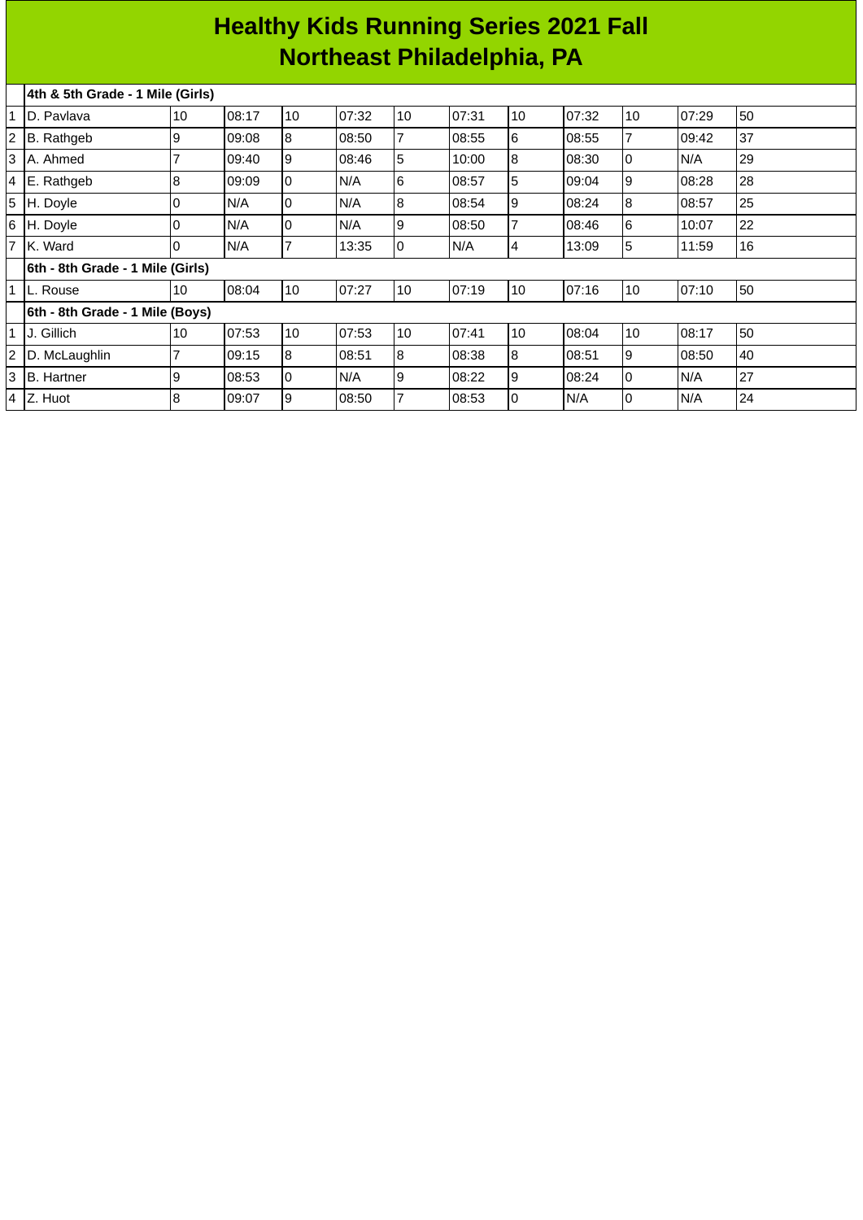# Healthy Kids Running Series 2021 Fall
## Northeast Philadelphia, PA

| | | | | | | | | | | | | |
|---|---|---|---|---|---|---|---|---|---|---|---|---|
| | **4th & 5th Grade - 1 Mile (Girls)** | | | | | | | | | | | |
| 1 | D. Pavlava | 10 | 08:17 | 10 | 07:32 | 10 | 07:31 | 10 | 07:32 | 10 | 07:29 | 50 |
| 2 | B. Rathgeb | 9 | 09:08 | 8 | 08:50 | 7 | 08:55 | 6 | 08:55 | 7 | 09:42 | 37 |
| 3 | A. Ahmed | 7 | 09:40 | 9 | 08:46 | 5 | 10:00 | 8 | 08:30 | 0 | N/A | 29 |
| 4 | E. Rathgeb | 8 | 09:09 | 0 | N/A | 6 | 08:57 | 5 | 09:04 | 9 | 08:28 | 28 |
| 5 | H. Doyle | 0 | N/A | 0 | N/A | 8 | 08:54 | 9 | 08:24 | 8 | 08:57 | 25 |
| 6 | H. Doyle | 0 | N/A | 0 | N/A | 9 | 08:50 | 7 | 08:46 | 6 | 10:07 | 22 |
| 7 | K. Ward | 0 | N/A | 7 | 13:35 | 0 | N/A | 4 | 13:09 | 5 | 11:59 | 16 |
| | **6th - 8th Grade - 1 Mile (Girls)** | | | | | | | | | | | |
| 1 | L. Rouse | 10 | 08:04 | 10 | 07:27 | 10 | 07:19 | 10 | 07:16 | 10 | 07:10 | 50 |
| | **6th - 8th Grade - 1 Mile (Boys)** | | | | | | | | | | | |
| 1 | J. Gillich | 10 | 07:53 | 10 | 07:53 | 10 | 07:41 | 10 | 08:04 | 10 | 08:17 | 50 |
| 2 | D. McLaughlin | 7 | 09:15 | 8 | 08:51 | 8 | 08:38 | 8 | 08:51 | 9 | 08:50 | 40 |
| 3 | B. Hartner | 9 | 08:53 | 0 | N/A | 9 | 08:22 | 9 | 08:24 | 0 | N/A | 27 |
| 4 | Z. Huot | 8 | 09:07 | 9 | 08:50 | 7 | 08:53 | 0 | N/A | 0 | N/A | 24 |